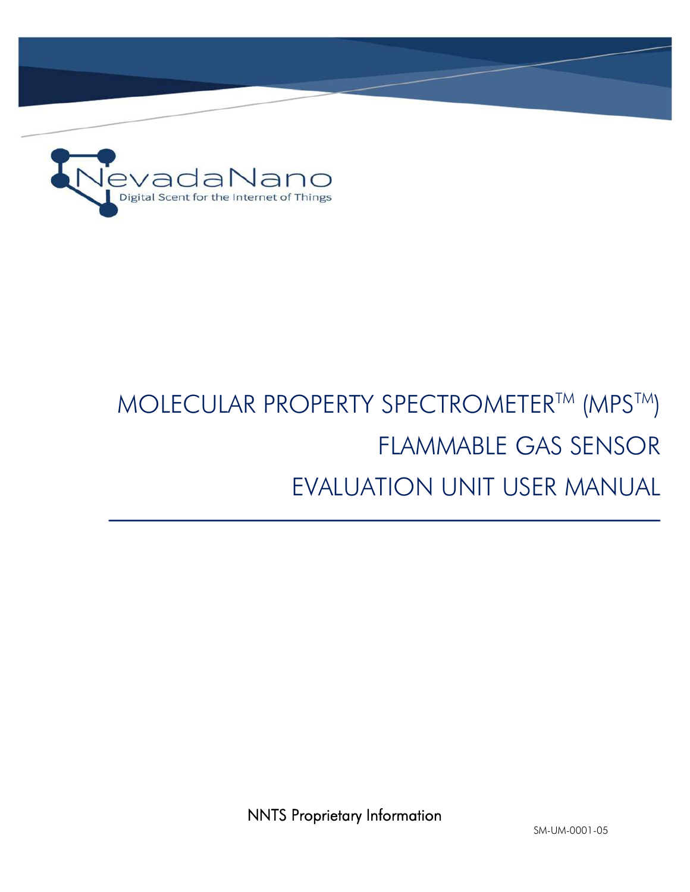NevadaNano

Digital Scent for the Internet of Things

# MOLECULAR PROPERTY SPECTROMETER™ (MPS™) FLAMMABLE GAS SENSOR EVALUATION UNIT USER MANUAL

NNTS Proprietary Information

SM-UM-0001-05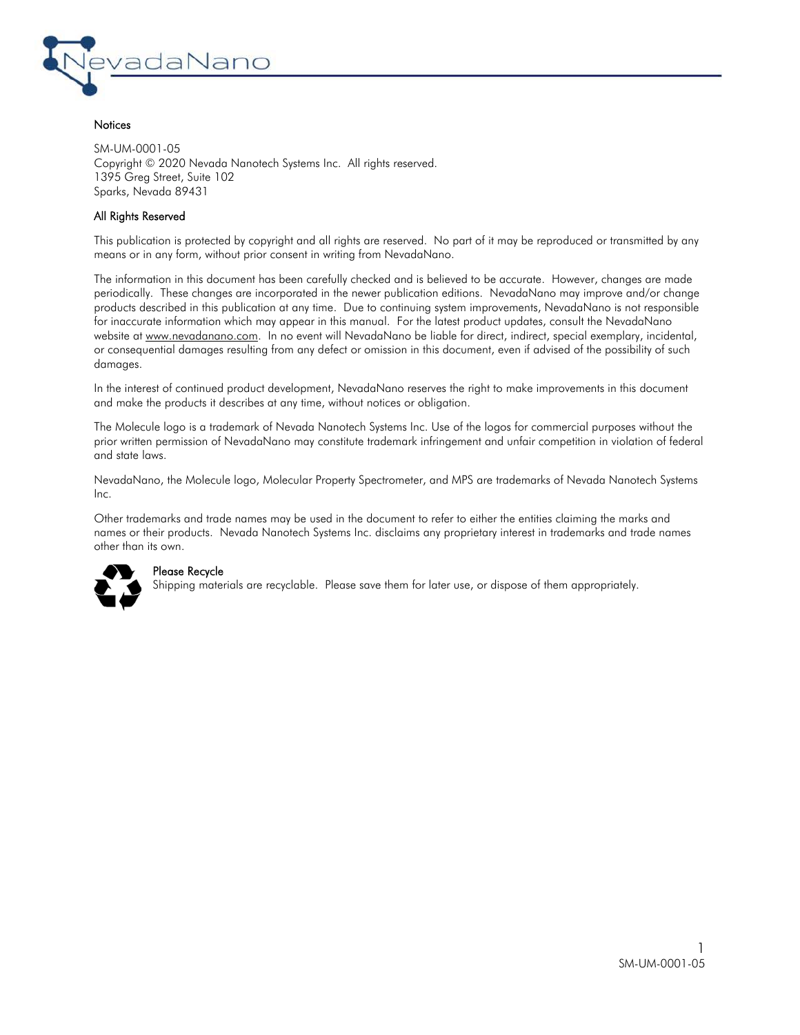## Notices

SM-UM-0001-05
Copyright © 2020 Nevada Nanotech Systems Inc. All rights reserved.
1395 Greg Street, Suite 102
Sparks, Nevada 89431

## All Rights Reserved

This publication is protected by copyright and all rights are reserved. No part of it may be reproduced or transmitted by any means or in any form, without prior consent in writing from NevadaNano.

The information in this document has been carefully checked and is believed to be accurate. However, changes are made periodically. These changes are incorporated in the newer publication editions. NevadaNano may improve and/or change products described in this publication at any time. Due to continuing system improvements, NevadaNano is not responsible for inaccurate information which may appear in this manual. For the latest product updates, consult the NevadaNano website at www.nevadanano.com. In no event will NevadaNano be liable for direct, indirect, special exemplary, incidental, or consequential damages resulting from any defect or omission in this document, even if advised of the possibility of such damages.

In the interest of continued product development, NevadaNano reserves the right to make improvements in this document and make the products it describes at any time, without notices or obligation.

The Molecule logo is a trademark of Nevada Nanotech Systems Inc. Use of the logos for commercial purposes without the prior written permission of NevadaNano may constitute trademark infringement and unfair competition in violation of federal and state laws.

NevadaNano, the Molecule logo, Molecular Property Spectrometer, and MPS are trademarks of Nevada Nanotech Systems Inc.

Other trademarks and trade names may be used in the document to refer to either the entities claiming the marks and names or their products. Nevada Nanotech Systems Inc. disclaims any proprietary interest in trademarks and trade names other than its own.

### Please Recycle

Shipping materials are recyclable. Please save them for later use, or dispose of them appropriately.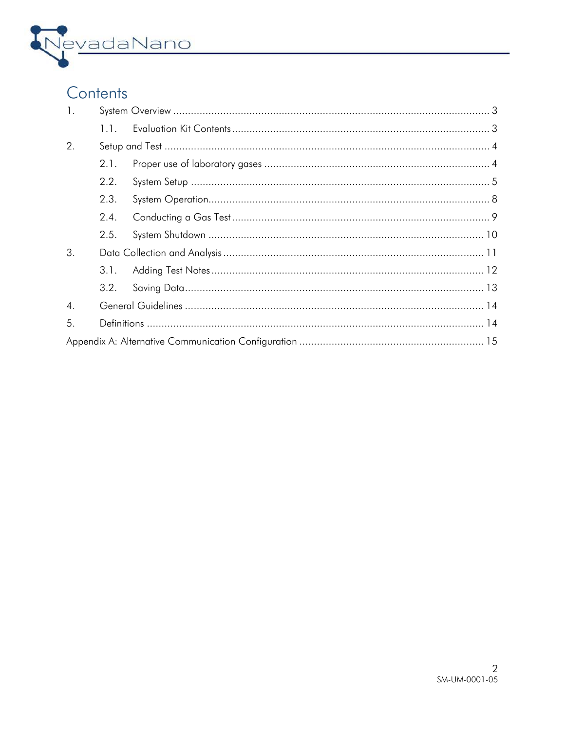# Contents

1. System Overview ........................................................................................................... 3
    1.1. Evaluation Kit Contents ....................................................................................... 3
2. Setup and Test ............................................................................................................. 4
    2.1. Proper use of laboratory gases ............................................................................ 4
    2.2. System Setup ....................................................................................................... 5
    2.3. System Operation ................................................................................................. 8
    2.4. Conducting a Gas Test ......................................................................................... 9
    2.5. System Shutdown ............................................................................................... 10
3. Data Collection and Analysis ....................................................................................... 11
    3.1. Adding Test Notes ............................................................................................... 12
    3.2. Saving Data ......................................................................................................... 13
4. General Guidelines ...................................................................................................... 14
5. Definitions .................................................................................................................. 14

Appendix A: Alternative Communication Configuration ................................................... 15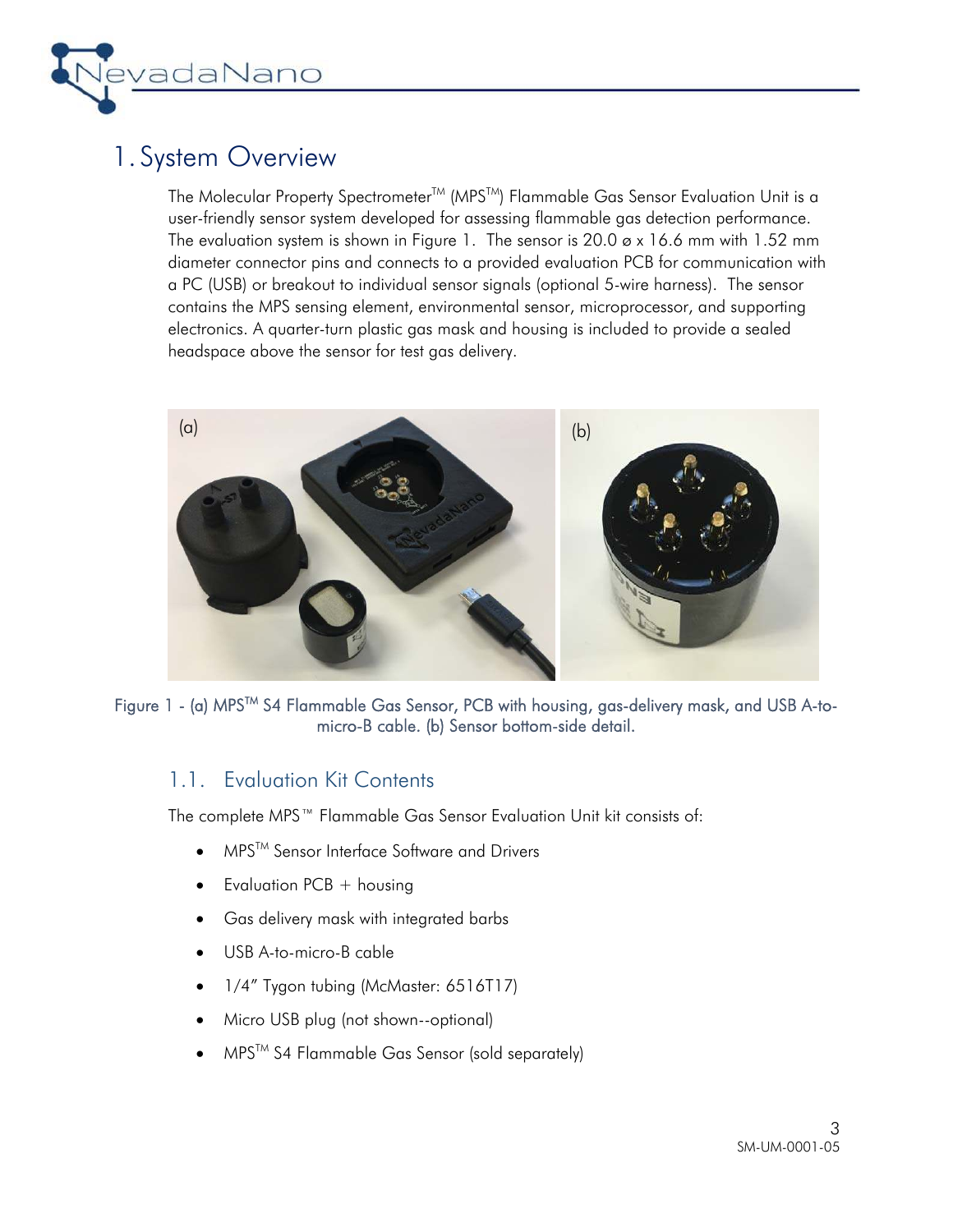# 1. System Overview

The Molecular Property Spectrometer™ (MPS™) Flammable Gas Sensor Evaluation Unit is a user-friendly sensor system developed for assessing flammable gas detection performance. The evaluation system is shown in Figure 1. The sensor is 20.0 ø x 16.6 mm with 1.52 mm diameter connector pins and connects to a provided evaluation PCB for communication with a PC (USB) or breakout to individual sensor signals (optional 5-wire harness). The sensor contains the MPS sensing element, environmental sensor, microprocessor, and supporting electronics. A quarter-turn plastic gas mask and housing is included to provide a sealed headspace above the sensor for test gas delivery.

Figure 1 - (a) MPS™ S4 Flammable Gas Sensor, PCB with housing, gas-delivery mask, and USB A-to-micro-B cable. (b) Sensor bottom-side detail.

## 1.1. Evaluation Kit Contents

The complete MPS™ Flammable Gas Sensor Evaluation Unit kit consists of:

- MPS™ Sensor Interface Software and Drivers
- Evaluation PCB + housing
- Gas delivery mask with integrated barbs
- USB A-to-micro-B cable
- 1/4" Tygon tubing (McMaster: 6516T17)
- Micro USB plug (not shown--optional)
- MPS™ S4 Flammable Gas Sensor (sold separately)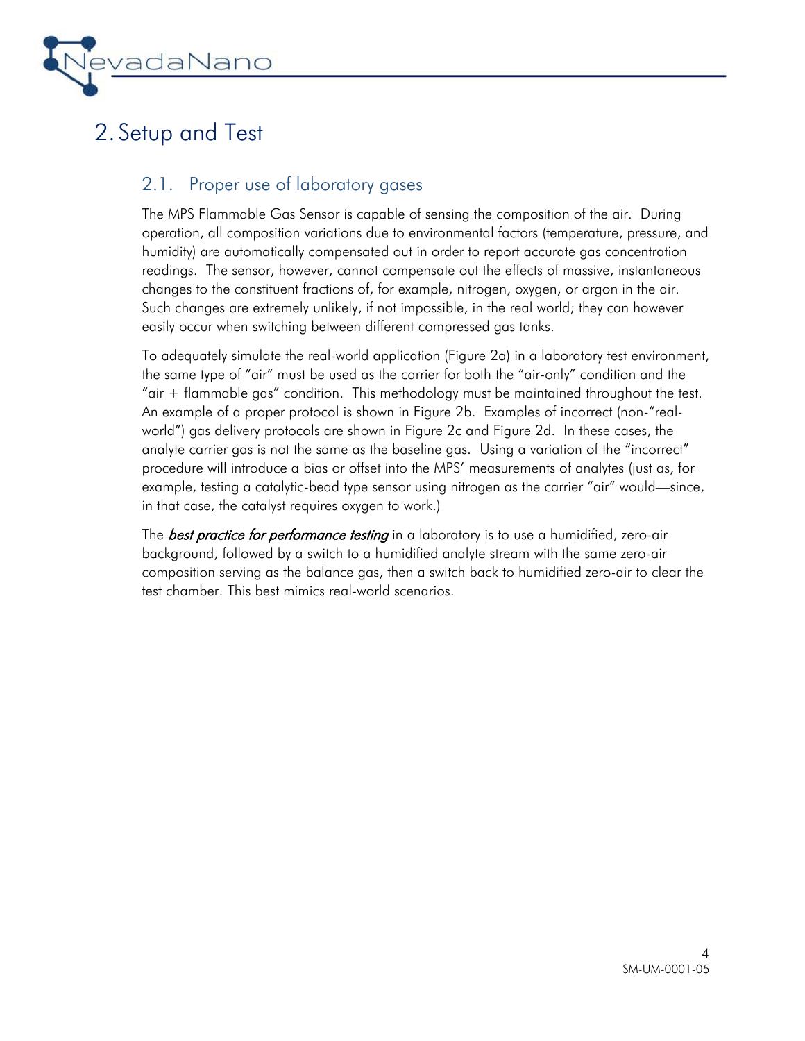# 2. Setup and Test

## 2.1. Proper use of laboratory gases

The MPS Flammable Gas Sensor is capable of sensing the composition of the air. During operation, all composition variations due to environmental factors (temperature, pressure, and humidity) are automatically compensated out in order to report accurate gas concentration readings. The sensor, however, cannot compensate out the effects of massive, instantaneous changes to the constituent fractions of, for example, nitrogen, oxygen, or argon in the air. Such changes are extremely unlikely, if not impossible, in the real world; they can however easily occur when switching between different compressed gas tanks.

To adequately simulate the real-world application (Figure 2a) in a laboratory test environment, the same type of "air" must be used as the carrier for both the "air-only" condition and the "air + flammable gas" condition. This methodology must be maintained throughout the test. An example of a proper protocol is shown in Figure 2b. Examples of incorrect (non-"real-world") gas delivery protocols are shown in Figure 2c and Figure 2d. In these cases, the analyte carrier gas is not the same as the baseline gas. Using a variation of the "incorrect" procedure will introduce a bias or offset into the MPS' measurements of analytes (just as, for example, testing a catalytic-bead type sensor using nitrogen as the carrier "air" would—since, in that case, the catalyst requires oxygen to work.)

The *best practice for performance testing* in a laboratory is to use a humidified, zero-air background, followed by a switch to a humidified analyte stream with the same zero-air composition serving as the balance gas, then a switch back to humidified zero-air to clear the test chamber. This best mimics real-world scenarios.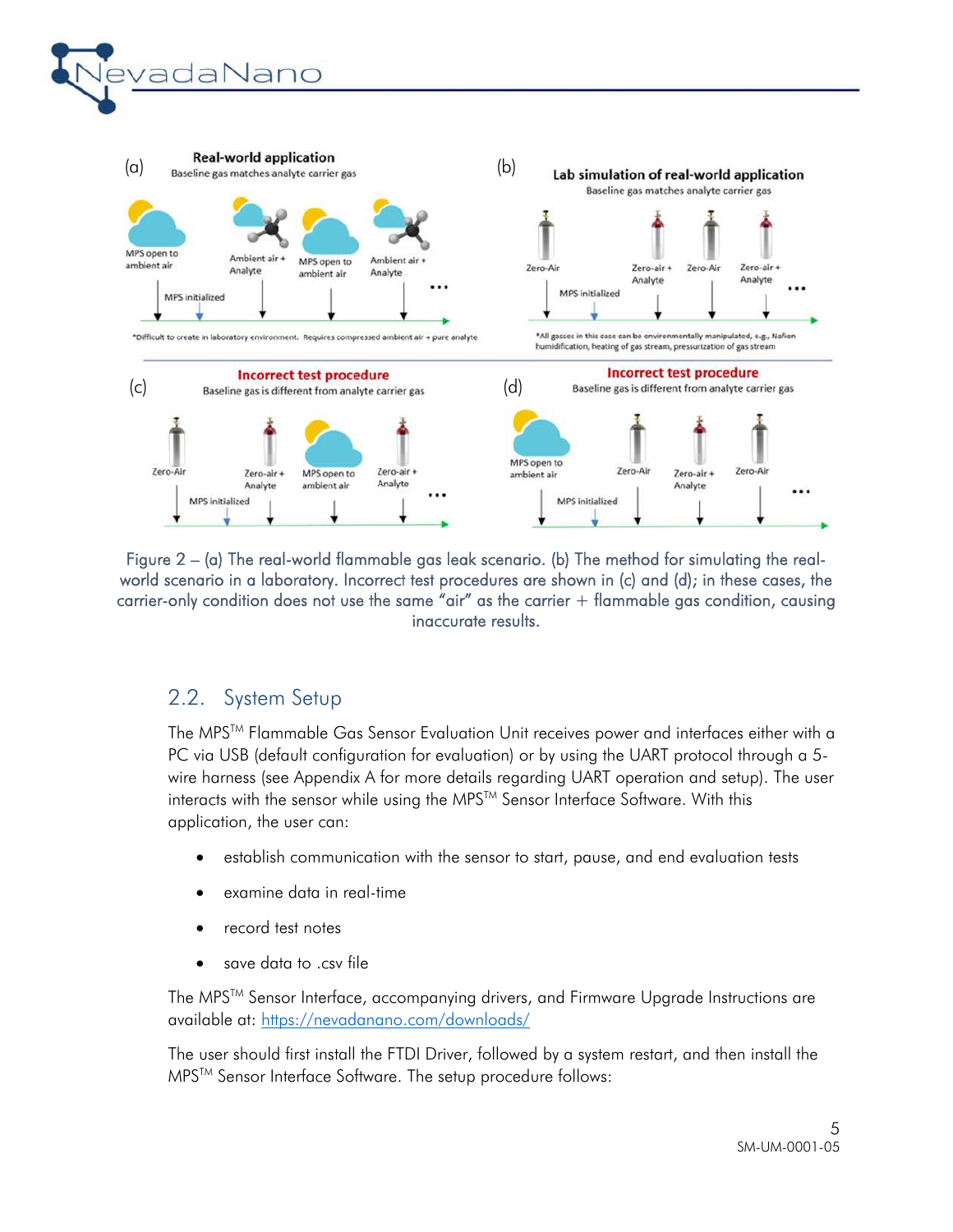Figure 2 – (a) The real-world flammable gas leak scenario. (b) The method for simulating the real-world scenario in a laboratory. Incorrect test procedures are shown in (c) and (d); in these cases, the carrier-only condition does not use the same “air” as the carrier + flammable gas condition, causing inaccurate results.

## 2.2. System Setup

The MPS™ Flammable Gas Sensor Evaluation Unit receives power and interfaces either with a PC via USB (default configuration for evaluation) or by using the UART protocol through a 5-wire harness (see Appendix A for more details regarding UART operation and setup). The user interacts with the sensor while using the MPS™ Sensor Interface Software. With this application, the user can:

- establish communication with the sensor to start, pause, and end evaluation tests
- examine data in real-time
- record test notes
- save data to .csv file

The MPS™ Sensor Interface, accompanying drivers, and Firmware Upgrade Instructions are available at: https://nevadanano.com/downloads/

The user should first install the FTDI Driver, followed by a system restart, and then install the MPS™ Sensor Interface Software. The setup procedure follows: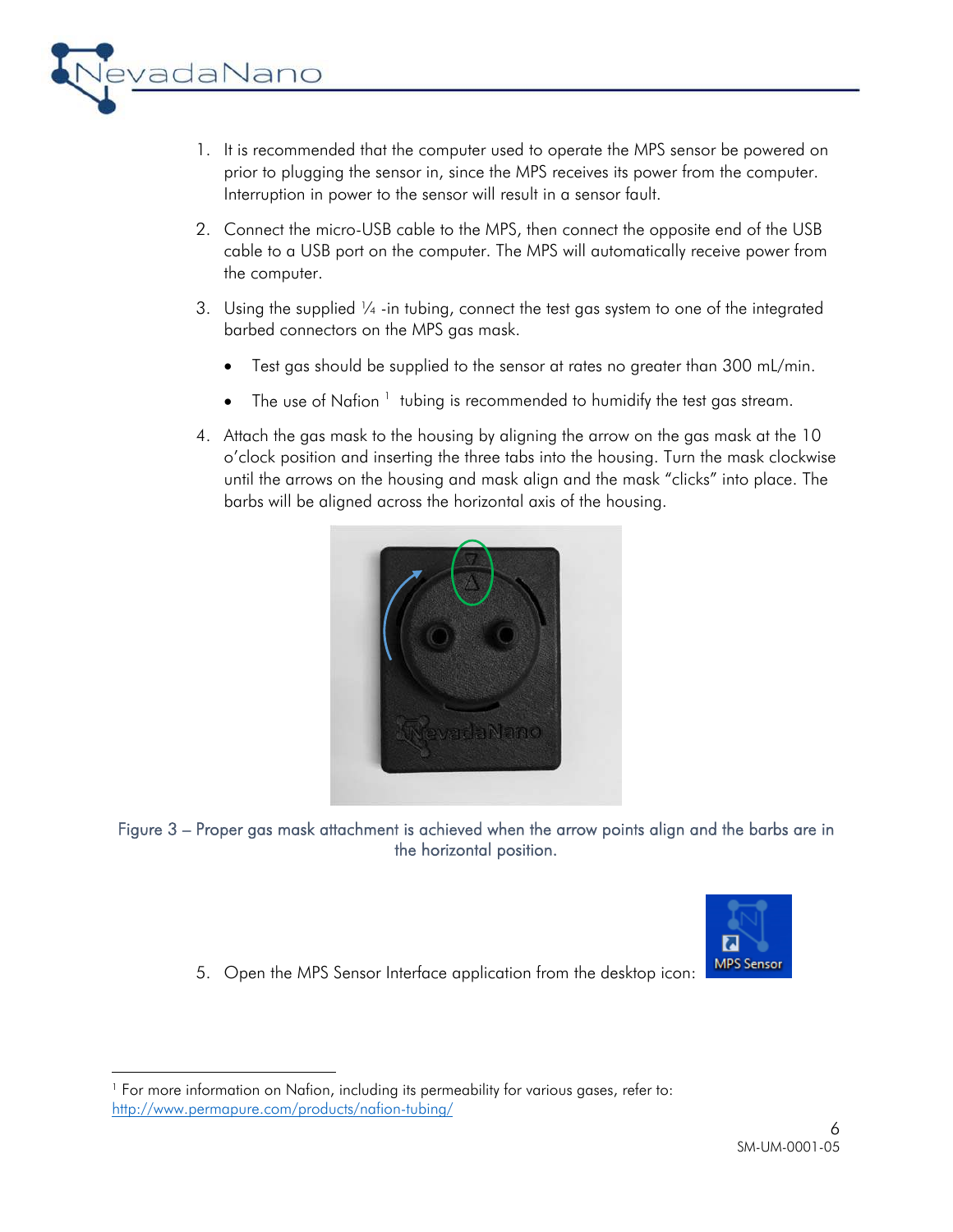1. It is recommended that the computer used to operate the MPS sensor be powered on prior to plugging the sensor in, since the MPS receives its power from the computer. Interruption in power to the sensor will result in a sensor fault.

2. Connect the micro-USB cable to the MPS, then connect the opposite end of the USB cable to a USB port on the computer. The MPS will automatically receive power from the computer.

3. Using the supplied ¼ -in tubing, connect the test gas system to one of the integrated barbed connectors on the MPS gas mask.

   - Test gas should be supplied to the sensor at rates no greater than 300 mL/min.
   - The use of Nafion [1] tubing is recommended to humidify the test gas stream.

4. Attach the gas mask to the housing by aligning the arrow on the gas mask at the 10 o'clock position and inserting the three tabs into the housing. Turn the mask clockwise until the arrows on the housing and mask align and the mask "clicks" into place. The barbs will be aligned across the horizontal axis of the housing.

Figure 3 – Proper gas mask attachment is achieved when the arrow points align and the barbs are in the horizontal position.

5. Open the MPS Sensor Interface application from the desktop icon:

---

[1] For more information on Nafion, including its permeability for various gases, refer to: http://www.permapure.com/products/nafion-tubing/

SM-UM-0001-05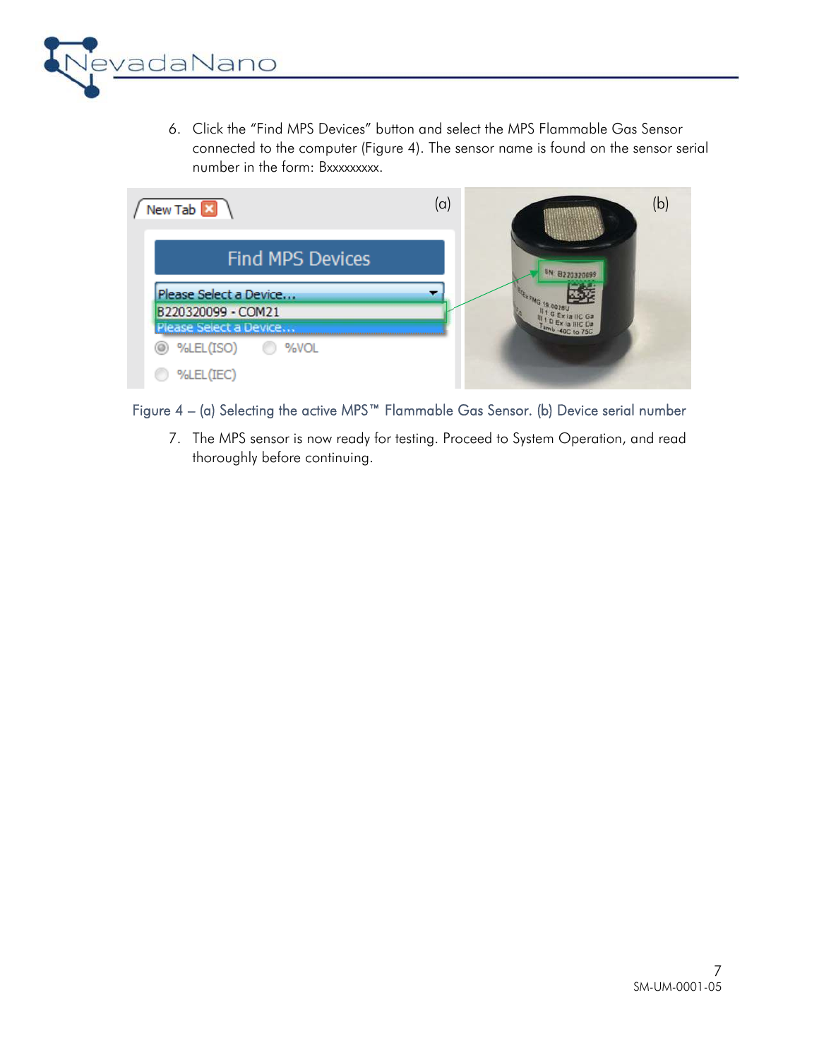6. Click the "Find MPS Devices" button and select the MPS Flammable Gas Sensor connected to the computer (Figure 4). The sensor name is found on the sensor serial number in the form: Bxxxxxxxxx.

Figure 4 – (a) Selecting the active MPS™ Flammable Gas Sensor. (b) Device serial number

7. The MPS sensor is now ready for testing. Proceed to System Operation, and read thoroughly before continuing.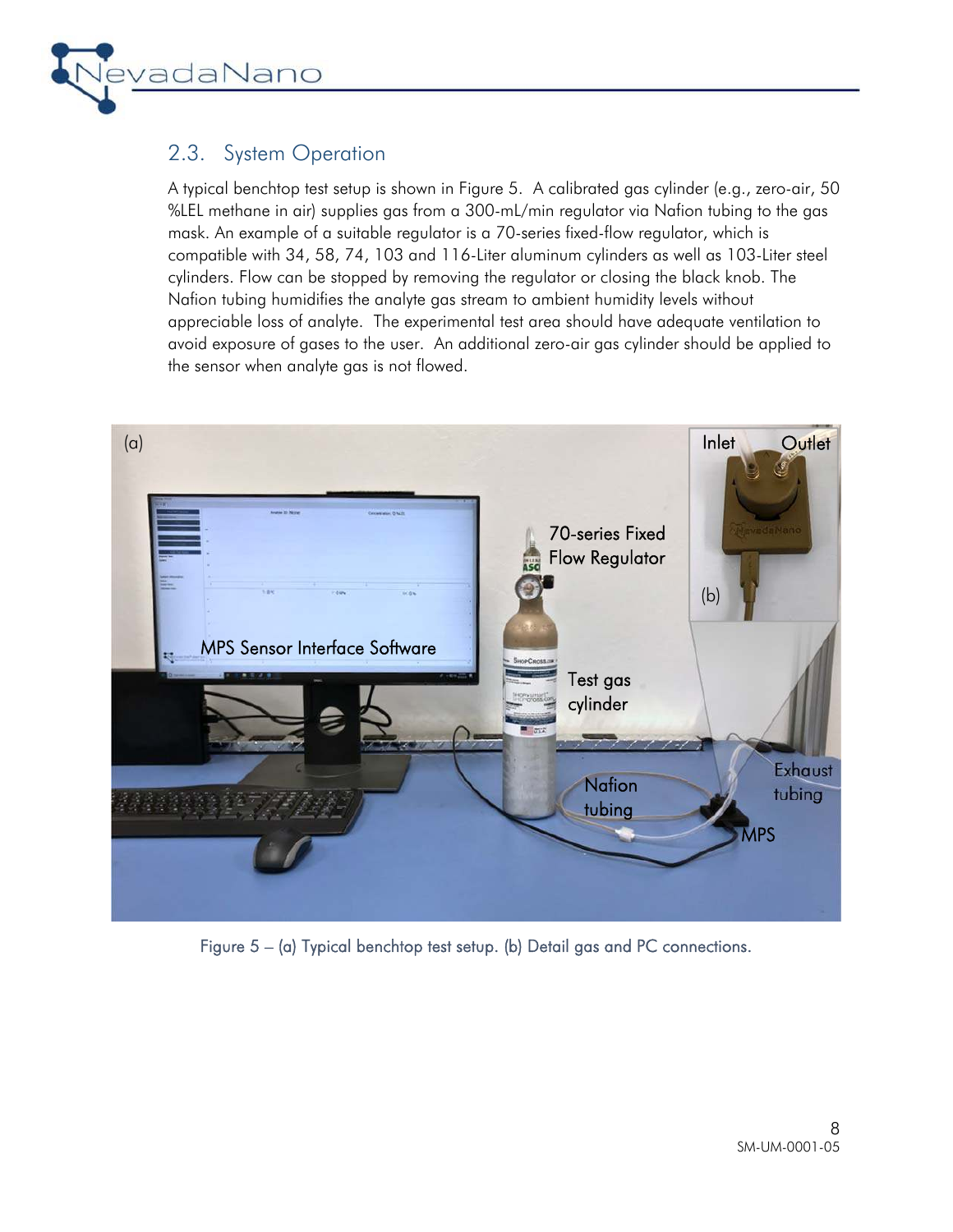## 2.3. System Operation

A typical benchtop test setup is shown in Figure 5. A calibrated gas cylinder (e.g., zero-air, 50 %LEL methane in air) supplies gas from a 300-mL/min regulator via Nafion tubing to the gas mask. An example of a suitable regulator is a 70-series fixed-flow regulator, which is compatible with 34, 58, 74, 103 and 116-Liter aluminum cylinders as well as 103-Liter steel cylinders. Flow can be stopped by removing the regulator or closing the black knob. The Nafion tubing humidifies the analyte gas stream to ambient humidity levels without appreciable loss of analyte. The experimental test area should have adequate ventilation to avoid exposure of gases to the user. An additional zero-air gas cylinder should be applied to the sensor when analyte gas is not flowed.

Figure 5 – (a) Typical benchtop test setup. (b) Detail gas and PC connections.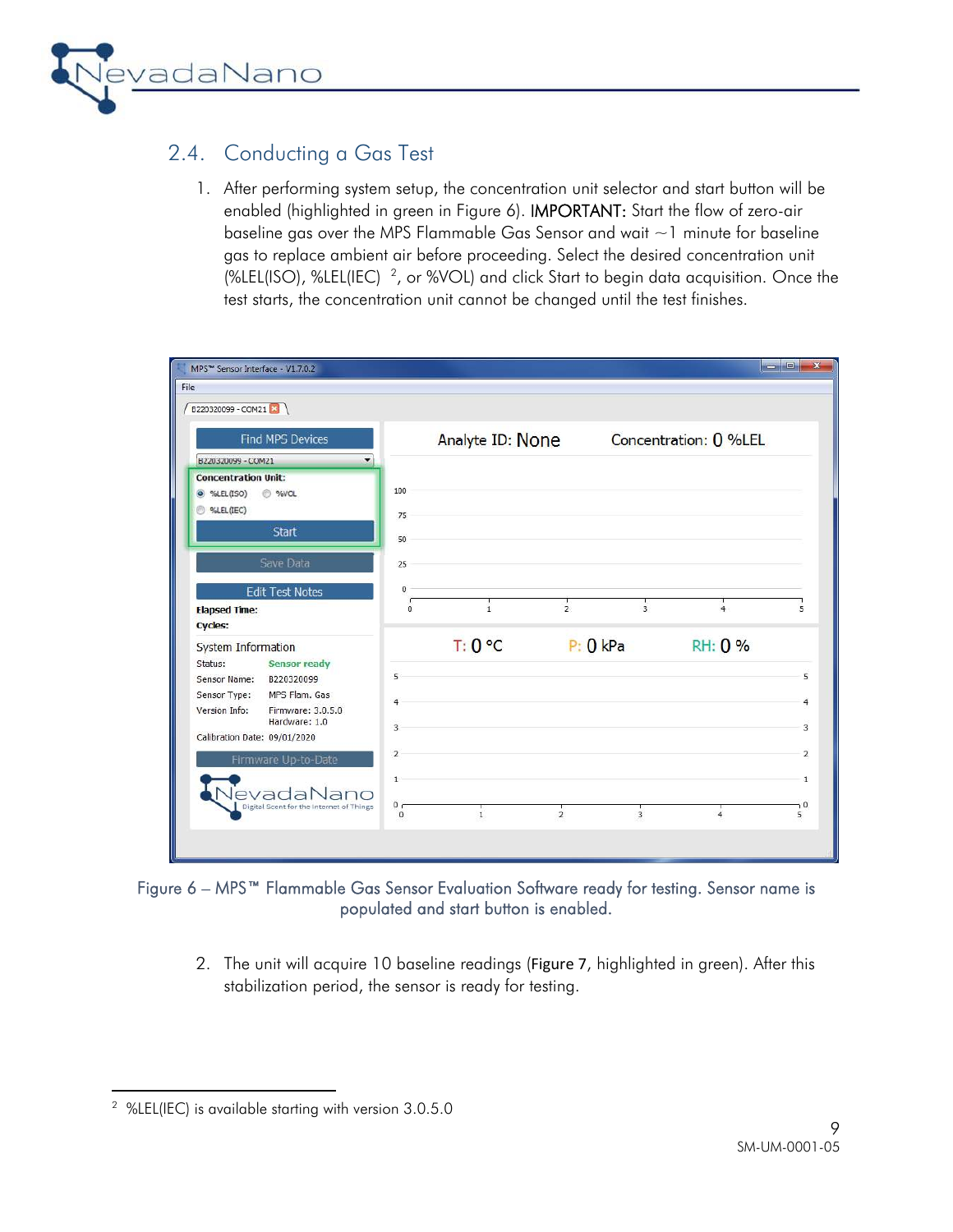## 2.4. Conducting a Gas Test

1. After performing system setup, the concentration unit selector and start button will be enabled (highlighted in green in Figure 6). **IMPORTANT:** Start the flow of zero-air baseline gas over the MPS Flammable Gas Sensor and wait ~1 minute for baseline gas to replace ambient air before proceeding. Select the desired concentration unit (%LEL(ISO), %LEL(IEC) [2], or %VOL) and click Start to begin data acquisition. Once the test starts, the concentration unit cannot be changed until the test finishes.

Figure 6 – MPS™ Flammable Gas Sensor Evaluation Software ready for testing. Sensor name is populated and start button is enabled.

2. The unit will acquire 10 baseline readings (**Figure 7**, highlighted in green). After this stabilization period, the sensor is ready for testing.

[2] %LEL(IEC) is available starting with version 3.0.5.0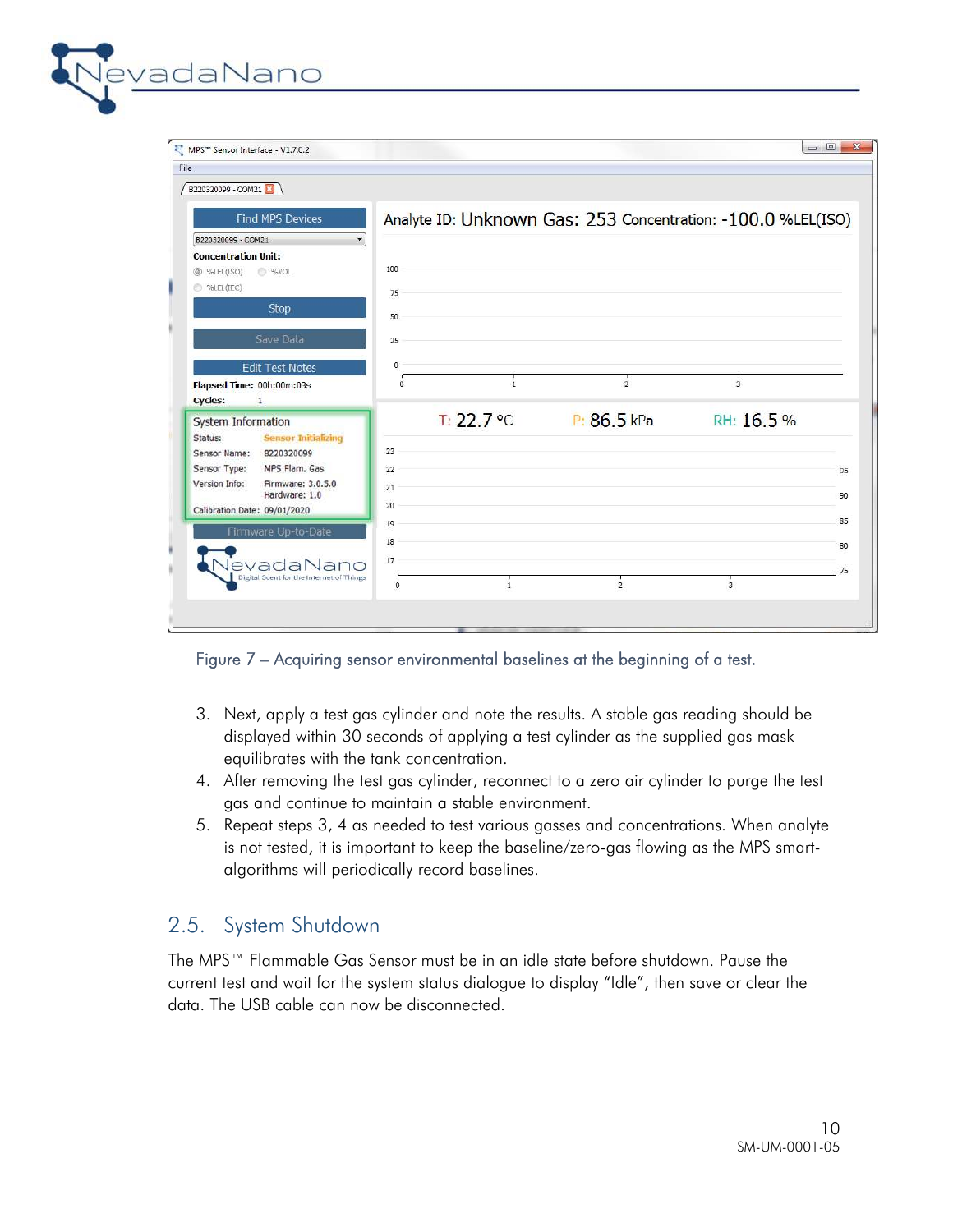Figure 7 – Acquiring sensor environmental baselines at the beginning of a test.

3. Next, apply a test gas cylinder and note the results. A stable gas reading should be displayed within 30 seconds of applying a test cylinder as the supplied gas mask equilibrates with the tank concentration.
4. After removing the test gas cylinder, reconnect to a zero air cylinder to purge the test gas and continue to maintain a stable environment.
5. Repeat steps 3, 4 as needed to test various gasses and concentrations. When analyte is not tested, it is important to keep the baseline/zero-gas flowing as the MPS smart-algorithms will periodically record baselines.

## 2.5. System Shutdown

The MPS™ Flammable Gas Sensor must be in an idle state before shutdown. Pause the current test and wait for the system status dialogue to display "Idle", then save or clear the data. The USB cable can now be disconnected.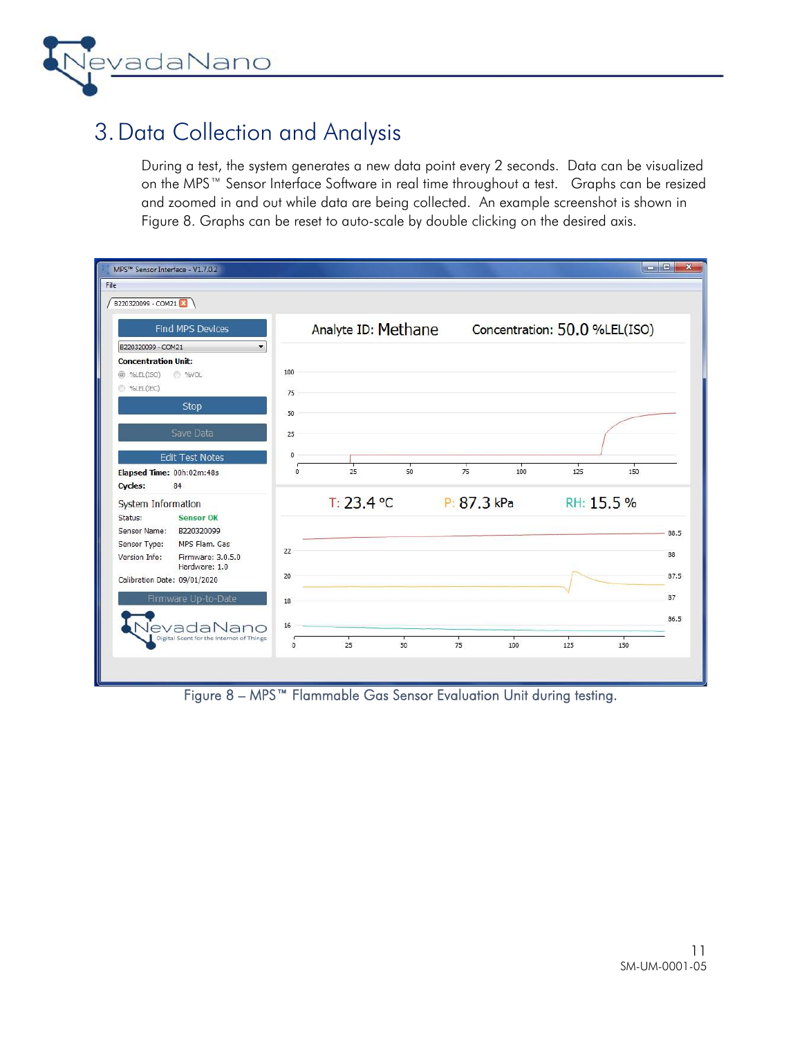# 3. Data Collection and Analysis

During a test, the system generates a new data point every 2 seconds. Data can be visualized on the MPS™ Sensor Interface Software in real time throughout a test. Graphs can be resized and zoomed in and out while data are being collected. An example screenshot is shown in Figure 8. Graphs can be reset to auto-scale by double clicking on the desired axis.

Figure 8 – MPS™ Flammable Gas Sensor Evaluation Unit during testing.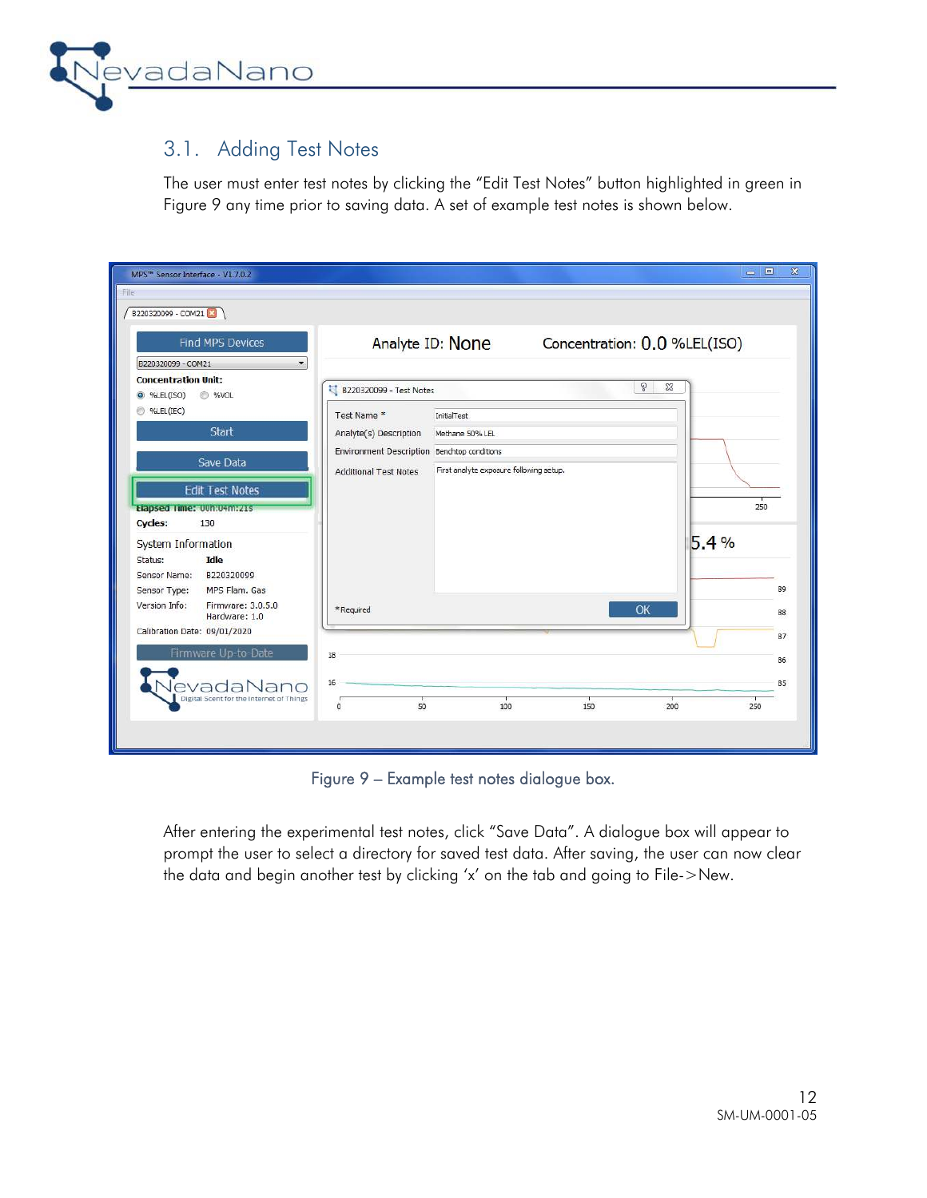## 3.1. Adding Test Notes

The user must enter test notes by clicking the "Edit Test Notes" button highlighted in green in Figure 9 any time prior to saving data. A set of example test notes is shown below.

Figure 9 – Example test notes dialogue box.

After entering the experimental test notes, click "Save Data". A dialogue box will appear to prompt the user to select a directory for saved test data. After saving, the user can now clear the data and begin another test by clicking 'x' on the tab and going to File->New.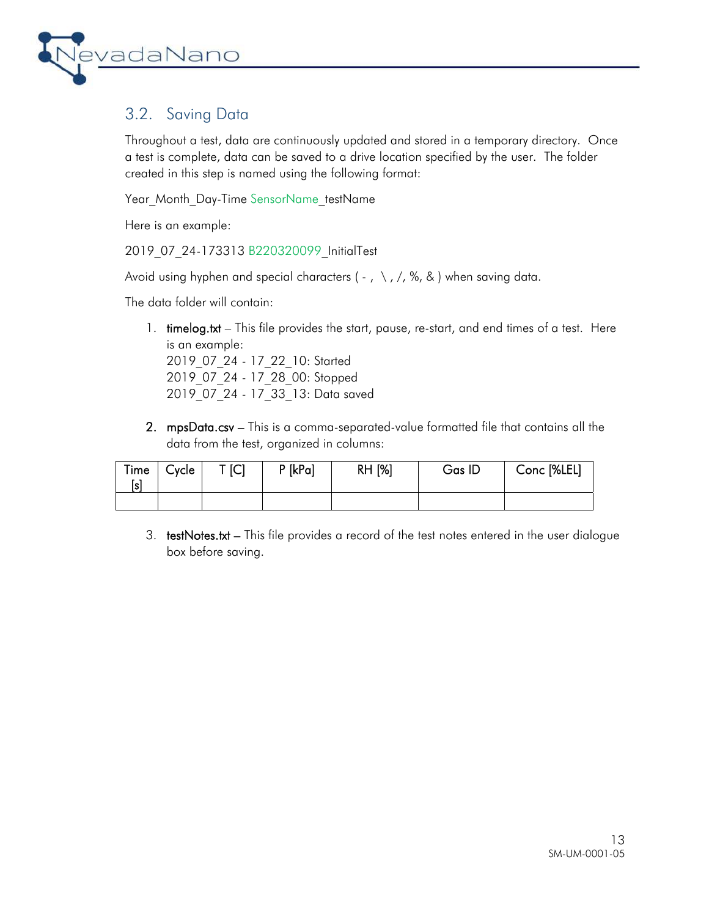## 3.2. Saving Data

Throughout a test, data are continuously updated and stored in a temporary directory. Once a test is complete, data can be saved to a drive location specified by the user. The folder created in this step is named using the following format:

Year_Month_Day-Time SensorName_testName

Here is an example:

2019_07_24-173313 B220320099_InitialTest

Avoid using hyphen and special characters ( - , \ , /, %, & ) when saving data.

The data folder will contain:

1. timelog.txt – This file provides the start, pause, re-start, and end times of a test. Here is an example:
   2019_07_24 - 17_22_10: Started
   2019_07_24 - 17_28_00: Stopped
   2019_07_24 - 17_33_13: Data saved

2. mpsData.csv – This is a comma-separated-value formatted file that contains all the data from the test, organized in columns:

| Time [s] | Cycle | T [C] | P [kPa] | RH [%] | Gas ID | Conc [%LEL] |
|---|---|---|---|---|---|---|
| | | | | | | |

3. testNotes.txt – This file provides a record of the test notes entered in the user dialogue box before saving.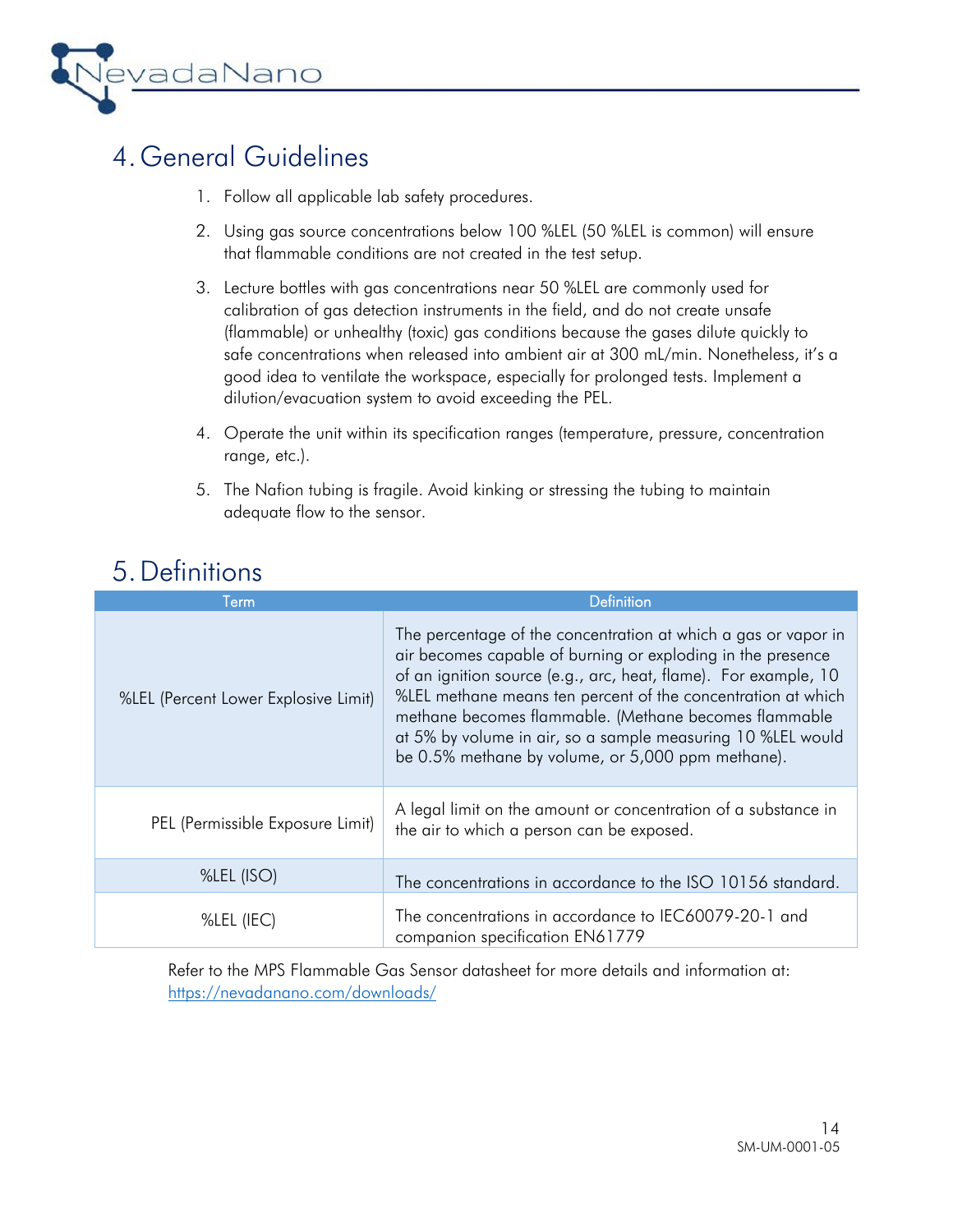# 4. General Guidelines

1. Follow all applicable lab safety procedures.
2. Using gas source concentrations below 100 %LEL (50 %LEL is common) will ensure that flammable conditions are not created in the test setup.
3. Lecture bottles with gas concentrations near 50 %LEL are commonly used for calibration of gas detection instruments in the field, and do not create unsafe (flammable) or unhealthy (toxic) gas conditions because the gases dilute quickly to safe concentrations when released into ambient air at 300 mL/min. Nonetheless, it's a good idea to ventilate the workspace, especially for prolonged tests. Implement a dilution/evacuation system to avoid exceeding the PEL.
4. Operate the unit within its specification ranges (temperature, pressure, concentration range, etc.).
5. The Nafion tubing is fragile. Avoid kinking or stressing the tubing to maintain adequate flow to the sensor.

# 5. Definitions

| Term | Definition |
| --- | --- |
| %LEL (Percent Lower Explosive Limit) | The percentage of the concentration at which a gas or vapor in air becomes capable of burning or exploding in the presence of an ignition source (e.g., arc, heat, flame). For example, 10 %LEL methane means ten percent of the concentration at which methane becomes flammable. (Methane becomes flammable at 5% by volume in air, so a sample measuring 10 %LEL would be 0.5% methane by volume, or 5,000 ppm methane). |
| PEL (Permissible Exposure Limit) | A legal limit on the amount or concentration of a substance in the air to which a person can be exposed. |
| %LEL (ISO) | The concentrations in accordance to the ISO 10156 standard. |
| %LEL (IEC) | The concentrations in accordance to IEC60079-20-1 and companion specification EN61779 |

Refer to the MPS Flammable Gas Sensor datasheet for more details and information at: https://nevadanano.com/downloads/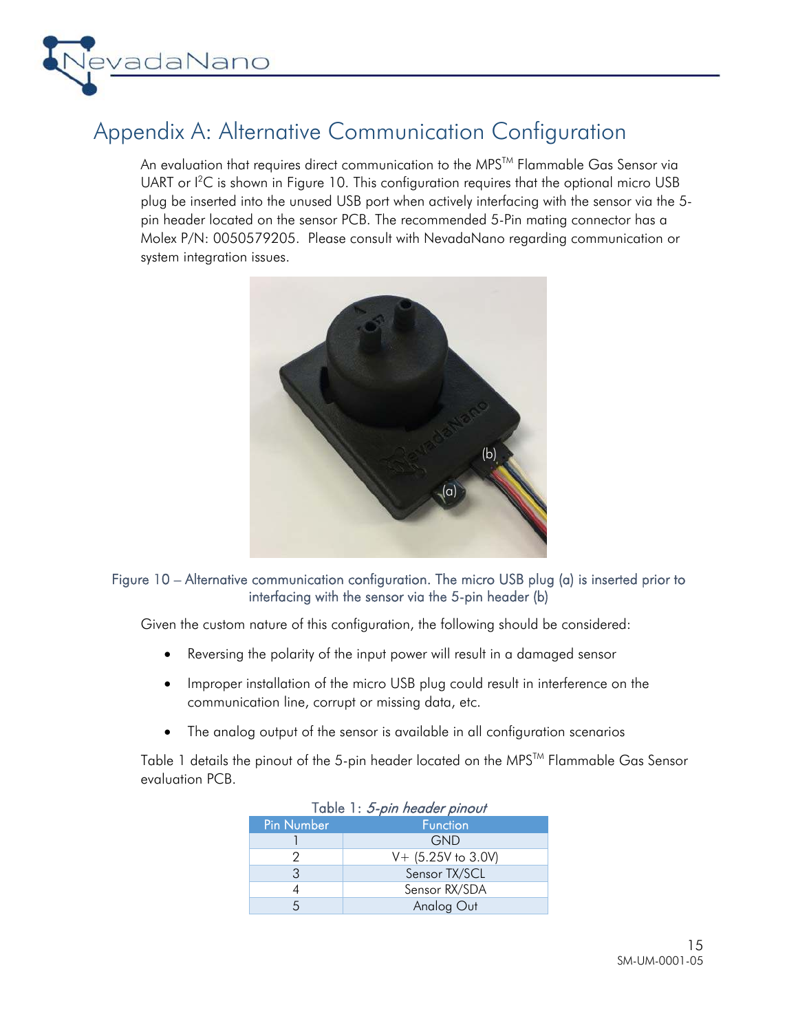# Appendix A: Alternative Communication Configuration

An evaluation that requires direct communication to the MPS™ Flammable Gas Sensor via UART or I²C is shown in Figure 10. This configuration requires that the optional micro USB plug be inserted into the unused USB port when actively interfacing with the sensor via the 5-pin header located on the sensor PCB. The recommended 5-Pin mating connector has a Molex P/N: 0050579205. Please consult with NevadaNano regarding communication or system integration issues.

Figure 10 – Alternative communication configuration. The micro USB plug (a) is inserted prior to interfacing with the sensor via the 5-pin header (b)

Given the custom nature of this configuration, the following should be considered:

- Reversing the polarity of the input power will result in a damaged sensor
- Improper installation of the micro USB plug could result in interference on the communication line, corrupt or missing data, etc.
- The analog output of the sensor is available in all configuration scenarios

Table 1 details the pinout of the 5-pin header located on the MPS™ Flammable Gas Sensor evaluation PCB.

Table 1: *5-pin header pinout*

| Pin Number | Function |
|---|---|
| 1 | GND |
| 2 | V+ (5.25V to 3.0V) |
| 3 | Sensor TX/SCL |
| 4 | Sensor RX/SDA |
| 5 | Analog Out |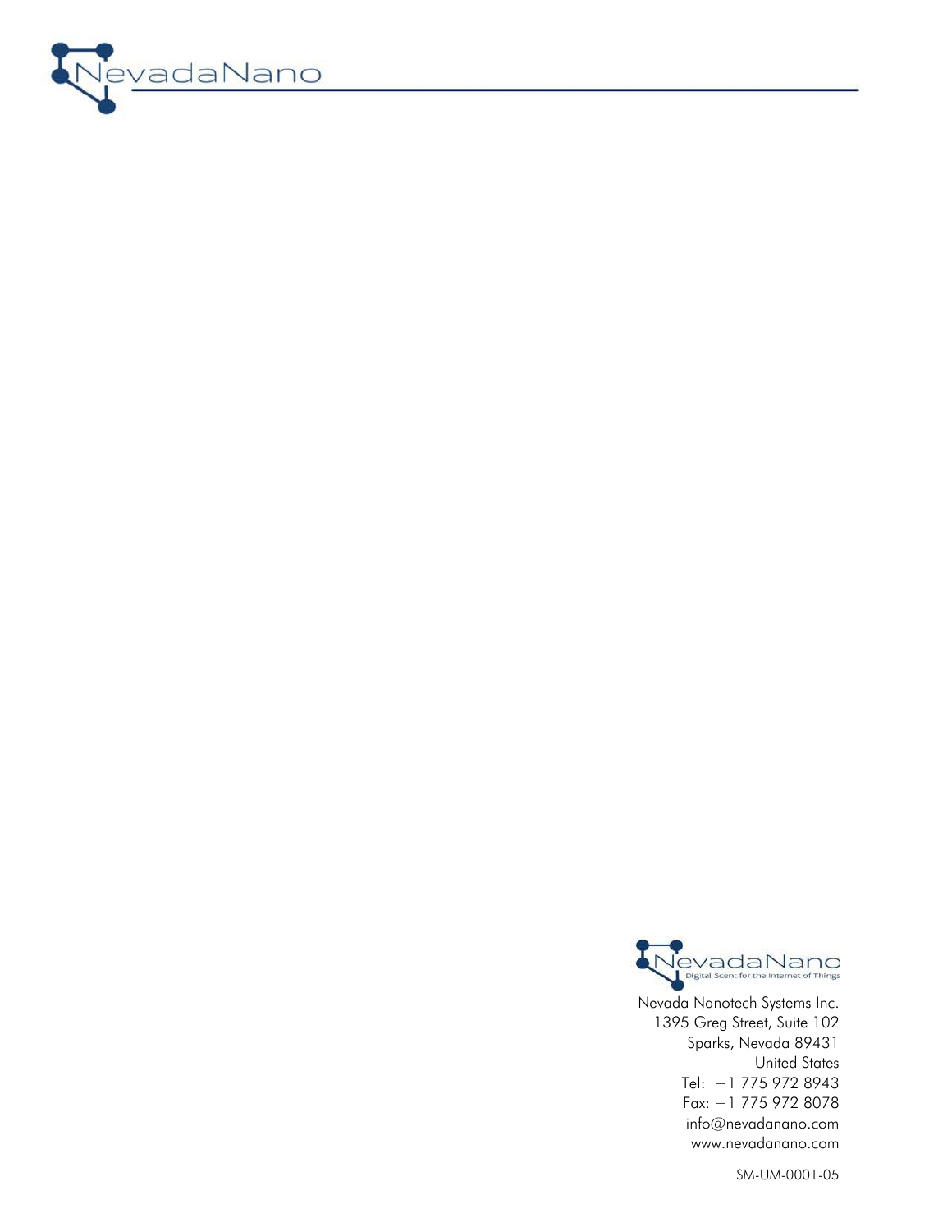NevadaNano

Digital Scent for the Internet of Things

Nevada Nanotech Systems Inc.
1395 Greg Street, Suite 102
Sparks, Nevada 89431
United States
Tel: +1 775 972 8943
Fax: +1 775 972 8078
info@nevadanano.com
www.nevadanano.com

SM-UM-0001-05